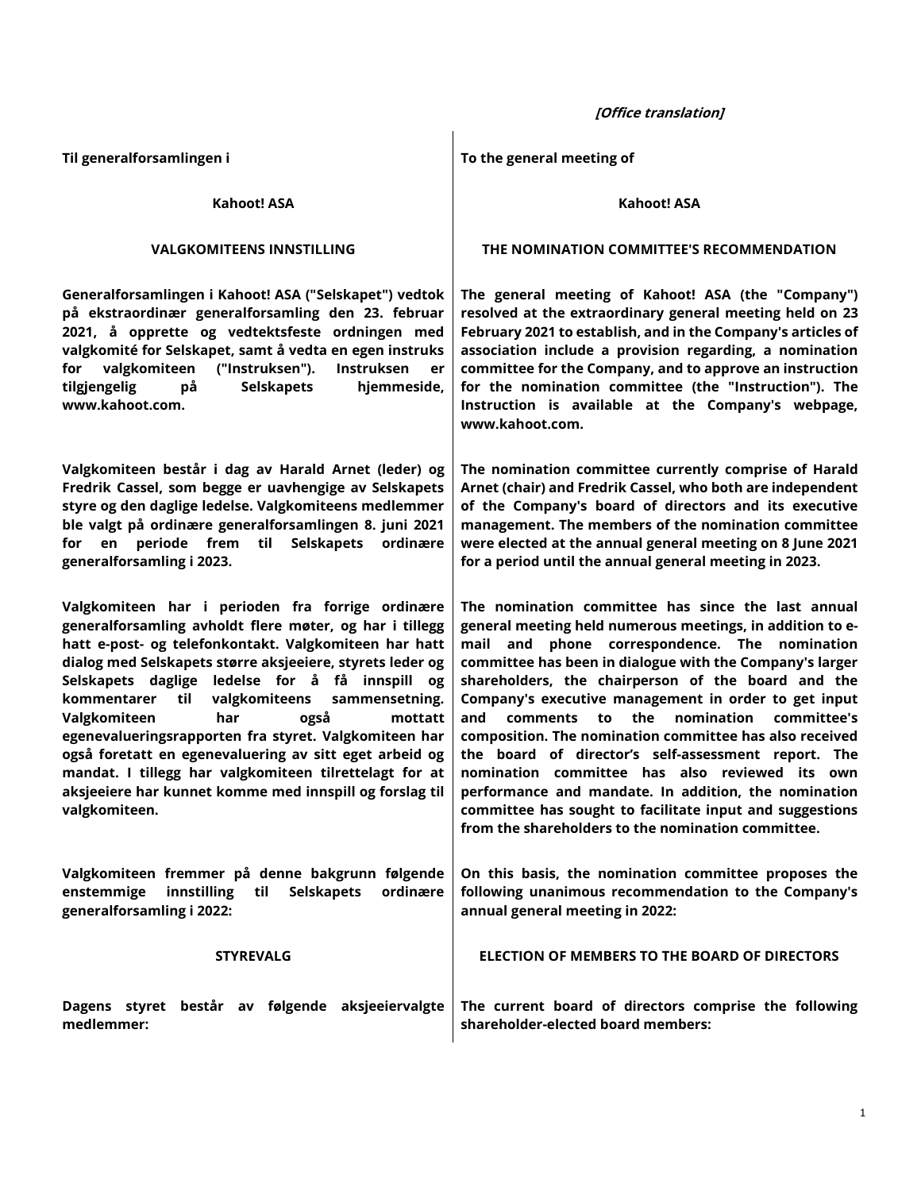*[Office translation]*

**Til generalforsamlingen i**

**Kahoot! ASA**

**VALGKOMITEENS INNSTILLING**

**Generalforsamlingen i Kahoot! ASA ("Selskapet") vedtok på ekstraordinær generalforsamling den 23. februar 2021, å opprette og vedtektsfeste ordningen med valgkomité for Selskapet, samt å vedta en egen instruks for valgkomiteen ("Instruksen"). Instruksen er tilgjengelig på Selskapets hjemmeside, www.kahoot.com.**

**Valgkomiteen består i dag av Harald Arnet (leder) og Fredrik Cassel, som begge er uavhengige av Selskapets styre og den daglige ledelse. Valgkomiteens medlemmer ble valgt på ordinære generalforsamlingen 8. juni 2021 for en periode frem til Selskapets ordinære generalforsamling i 2023.**

**Valgkomiteen har i perioden fra forrige ordinære generalforsamling avholdt flere møter, og har i tillegg hatt e-post- og telefonkontakt. Valgkomiteen har hatt dialog med Selskapets større aksjeeiere, styrets leder og Selskapets daglige ledelse for å få innspill og kommentarer til valgkomiteens sammensetning. Valgkomiteen har også mottatt egenevalueringsrapporten fra styret. Valgkomiteen har også foretatt en egenevaluering av sitt eget arbeid og mandat. I tillegg har valgkomiteen tilrettelagt for at aksjeeiere har kunnet komme med innspill og forslag til valgkomiteen.**

**Valgkomiteen fremmer på denne bakgrunn følgende enstemmige innstilling til Selskapets ordinære generalforsamling i 2022:**

**STYREVALG**

**Dagens styret består av følgende aksjeeiervalgte medlemmer:**

**To the general meeting of**

**Kahoot! ASA**

**THE NOMINATION COMMITTEE'S RECOMMENDATION**

**The general meeting of Kahoot! ASA (the "Company") resolved at the extraordinary general meeting held on 23 February 2021 to establish, and in the Company's articles of association include a provision regarding, a nomination committee for the Company, and to approve an instruction for the nomination committee (the "Instruction"). The Instruction is available at the Company's webpage, www.kahoot.com.**

**The nomination committee currently comprise of Harald Arnet (chair) and Fredrik Cassel, who both are independent of the Company's board of directors and its executive management. The members of the nomination committee were elected at the annual general meeting on 8 June 2021 for a period until the annual general meeting in 2023.**

**The nomination committee has since the last annual general meeting held numerous meetings, in addition to e-mail and phone correspondence. The nomination committee has been in dialogue with the Company's larger shareholders, the chairperson of the board and the Company's executive management in order to get input and comments to the nomination committee's composition. The nomination committee has also received the board of director's self-assessment report. The nomination committee has also reviewed its own performance and mandate. In addition, the nomination committee has sought to facilitate input and suggestions from the shareholders to the nomination committee.**

**On this basis, the nomination committee proposes the following unanimous recommendation to the Company's annual general meeting in 2022:**

**ELECTION OF MEMBERS TO THE BOARD OF DIRECTORS**

**The current board of directors comprise the following shareholder-elected board members:**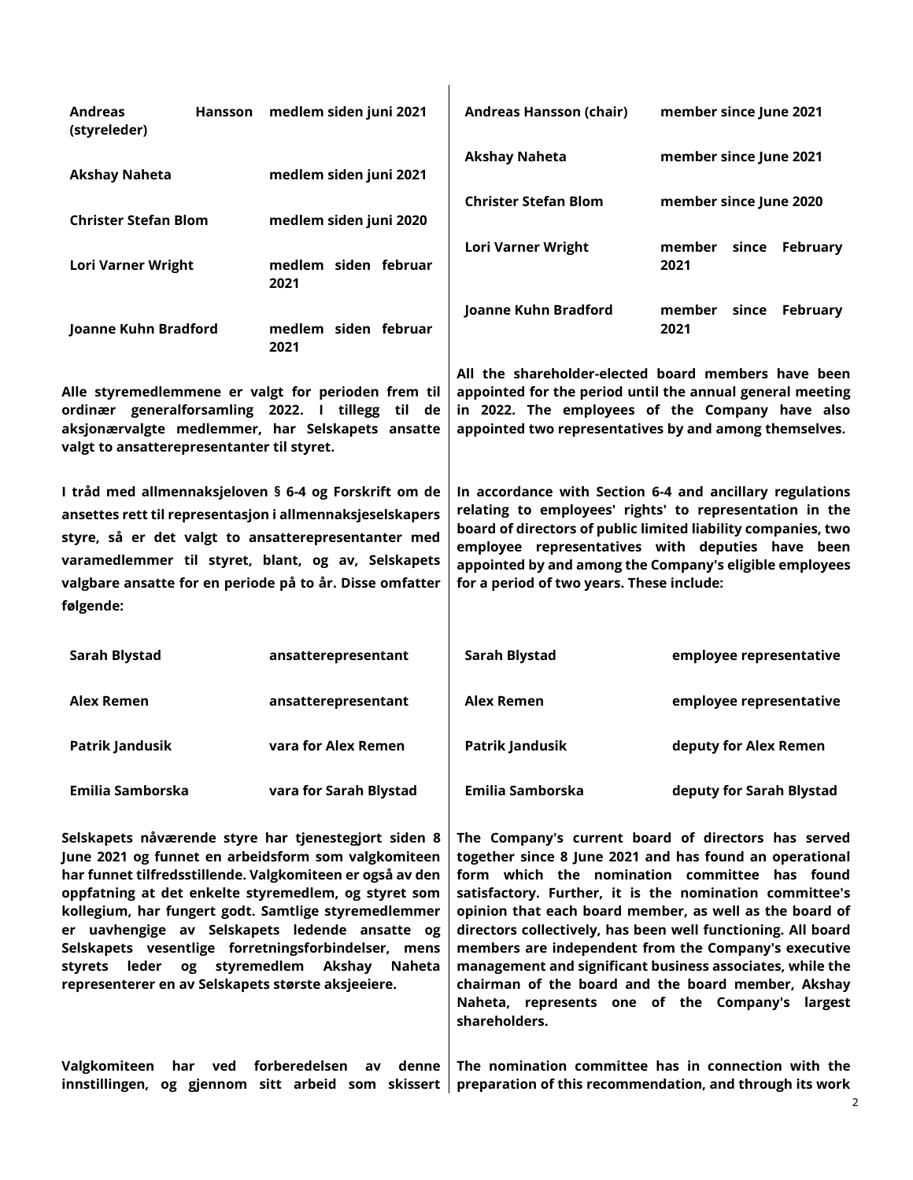| | |
|---|---|
| **Andreas Hansson (styreleder)** | **medlem siden juni 2021** |
| **Akshay Naheta** | **medlem siden juni 2021** |
| **Christer Stefan Blom** | **medlem siden juni 2020** |
| **Lori Varner Wright** | **medlem siden februar 2021** |
| **Joanne Kuhn Bradford** | **medlem siden februar 2021** |

**Alle styremedlemmene er valgt for perioden frem til ordinær generalforsamling 2022. I tillegg til de aksjonærvalgte medlemmer, har Selskapets ansatte valgt to ansatterepresentanter til styret.**

**I tråd med allmennaksjeloven § 6-4 og Forskrift om de ansettes rett til representasjon i allmennaksjeselskapers styre, så er det valgt to ansatterepresentanter med varamedlemmer til styret, blant, og av, Selskapets valgbare ansatte for en periode på to år. Disse omfatter følgende:**

| | |
|---|---|
| **Sarah Blystad** | **ansatterepresentant** |
| **Alex Remen** | **ansatterepresentant** |
| **Patrik Jandusik** | **vara for Alex Remen** |
| **Emilia Samborska** | **vara for Sarah Blystad** |

**Selskapets nåværende styre har tjenestegjort siden 8 June 2021 og funnet en arbeidsform som valgkomiteen har funnet tilfredsstillende. Valgkomiteen er også av den oppfatning at det enkelte styremedlem, og styret som kollegium, har fungert godt. Samtlige styremedlemmer er uavhengige av Selskapets ledende ansatte og Selskapets vesentlige forretningsforbindelser, mens styrets leder og styremedlem Akshay Naheta representerer en av Selskapets største aksjeeiere.**

**Valgkomiteen har ved forberedelsen av denne innstillingen, og gjennom sitt arbeid som skissert**

| | |
|---|---|
| **Andreas Hansson (chair)** | **member since June 2021** |
| **Akshay Naheta** | **member since June 2021** |
| **Christer Stefan Blom** | **member since June 2020** |
| **Lori Varner Wright** | **member since February 2021** |
| **Joanne Kuhn Bradford** | **member since February 2021** |

**All the shareholder-elected board members have been appointed for the period until the annual general meeting in 2022. The employees of the Company have also appointed two representatives by and among themselves.**

**In accordance with Section 6-4 and ancillary regulations relating to employees' rights' to representation in the board of directors of public limited liability companies, two employee representatives with deputies have been appointed by and among the Company's eligible employees for a period of two years. These include:**

| | |
|---|---|
| **Sarah Blystad** | **employee representative** |
| **Alex Remen** | **employee representative** |
| **Patrik Jandusik** | **deputy for Alex Remen** |
| **Emilia Samborska** | **deputy for Sarah Blystad** |

**The Company's current board of directors has served together since 8 June 2021 and has found an operational form which the nomination committee has found satisfactory. Further, it is the nomination committee's opinion that each board member, as well as the board of directors collectively, has been well functioning. All board members are independent from the Company's executive management and significant business associates, while the chairman of the board and the board member, Akshay Naheta, represents one of the Company's largest shareholders.**

**The nomination committee has in connection with the preparation of this recommendation, and through its work**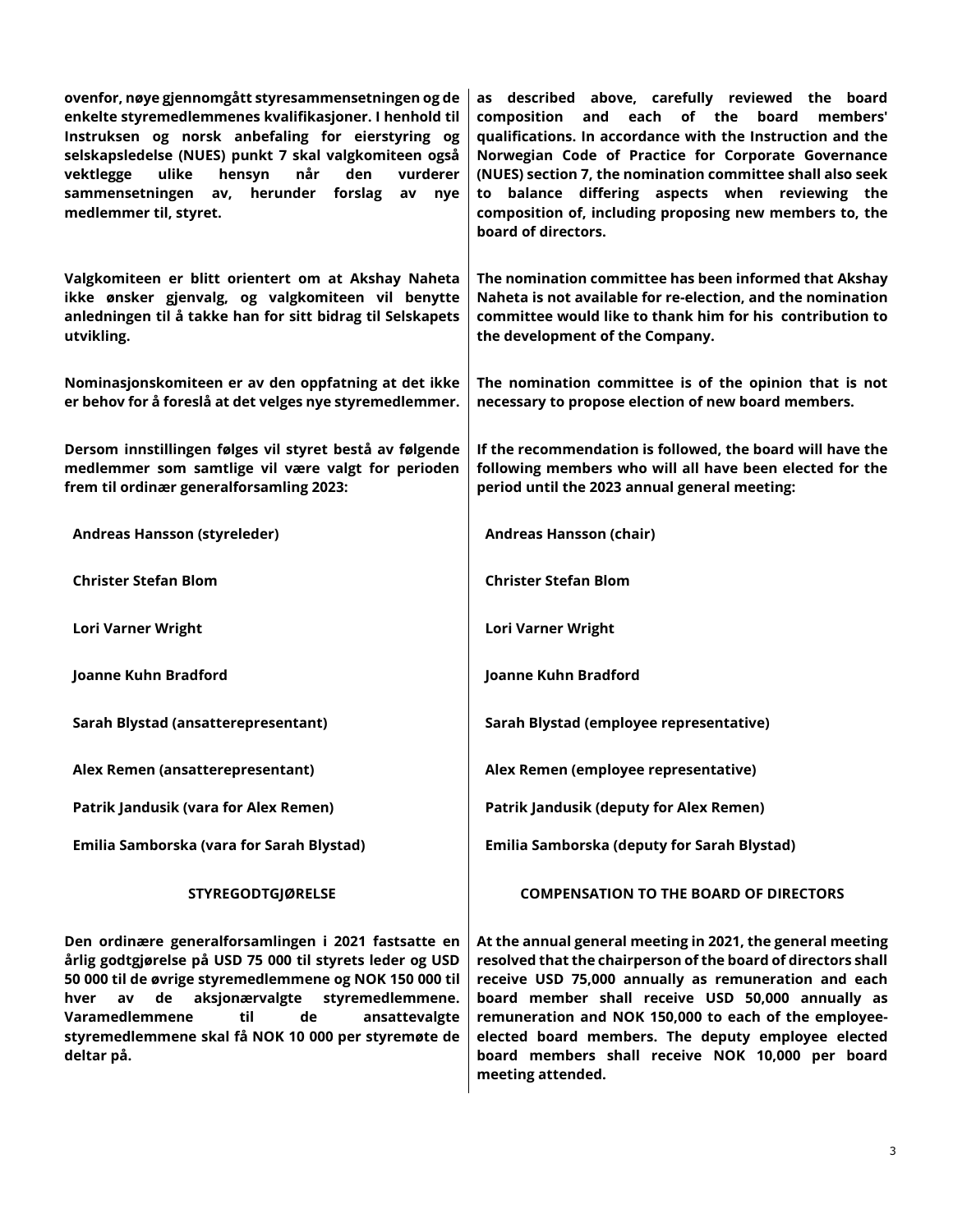**ovenfor, nøye gjennomgått styresammensetningen og de enkelte styremedlemmenes kvalifikasjoner. I henhold til Instruksen og norsk anbefaling for eierstyring og selskapsledelse (NUES) punkt 7 skal valgkomiteen også vektlegge ulike hensyn når den vurderer sammensetningen av, herunder forslag av nye medlemmer til, styret.**

**as described above, carefully reviewed the board composition and each of the board members' qualifications. In accordance with the Instruction and the Norwegian Code of Practice for Corporate Governance (NUES) section 7, the nomination committee shall also seek to balance differing aspects when reviewing the composition of, including proposing new members to, the board of directors.**

**Valgkomiteen er blitt orientert om at Akshay Naheta ikke ønsker gjenvalg, og valgkomiteen vil benytte anledningen til å takke han for sitt bidrag til Selskapets utvikling.**

**The nomination committee has been informed that Akshay Naheta is not available for re-election, and the nomination committee would like to thank him for his contribution to the development of the Company.**

**Nominasjonskomiteen er av den oppfatning at det ikke er behov for å foreslå at det velges nye styremedlemmer.**

**The nomination committee is of the opinion that is not necessary to propose election of new board members.**

**Dersom innstillingen følges vil styret bestå av følgende medlemmer som samtlige vil være valgt for perioden frem til ordinær generalforsamling 2023:**

**If the recommendation is followed, the board will have the following members who will all have been elected for the period until the 2023 annual general meeting:**

| | |
|---|---|
| **Andreas Hansson (styreleder)** | **Andreas Hansson (chair)** |
| **Christer Stefan Blom** | **Christer Stefan Blom** |
| **Lori Varner Wright** | **Lori Varner Wright** |
| **Joanne Kuhn Bradford** | **Joanne Kuhn Bradford** |
| **Sarah Blystad (ansatterepresentant)** | **Sarah Blystad (employee representative)** |
| **Alex Remen (ansatterepresentant)** | **Alex Remen (employee representative)** |
| **Patrik Jandusik (vara for Alex Remen)** | **Patrik Jandusik (deputy for Alex Remen)** |
| **Emilia Samborska (vara for Sarah Blystad)** | **Emilia Samborska (deputy for Sarah Blystad)** |

## STYREGODTGJØRELSE / COMPENSATION TO THE BOARD OF DIRECTORS

**Den ordinære generalforsamlingen i 2021 fastsatte en årlig godtgjørelse på USD 75 000 til styrets leder og USD 50 000 til de øvrige styremedlemmene og NOK 150 000 til hver av de aksjonærvalgte styremedlemmene. Varamedlemmene til de ansattevalgte styremedlemmene skal få NOK 10 000 per styremøte de deltar på.**

**At the annual general meeting in 2021, the general meeting resolved that the chairperson of the board of directors shall receive USD 75,000 annually as remuneration and each board member shall receive USD 50,000 annually as remuneration and NOK 150,000 to each of the employee-elected board members. The deputy employee elected board members shall receive NOK 10,000 per board meeting attended.**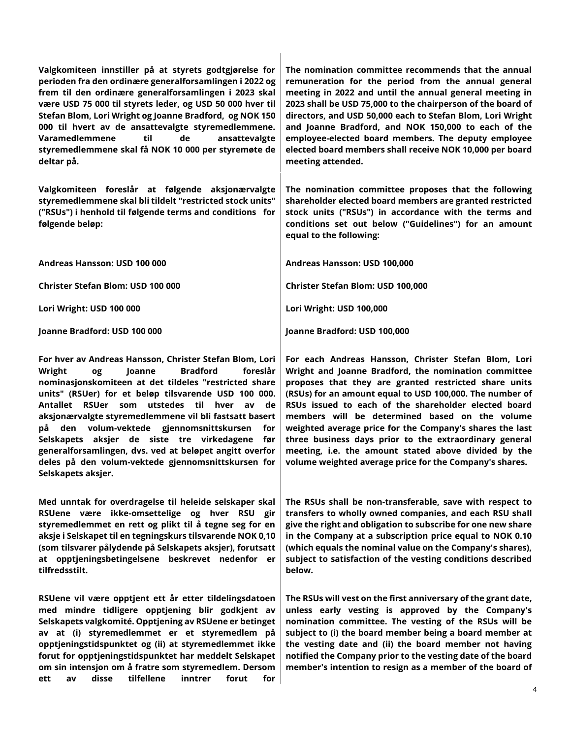| | |
|---|---|
| **Valgkomiteen innstiller på at styrets godtgjørelse for perioden fra den ordinære generalforsamlingen i 2022 og frem til den ordinære generalforsamlingen i 2023 skal være USD 75 000 til styrets leder, og USD 50 000 hver til Stefan Blom, Lori Wright og Joanne Bradford, og NOK 150 000 til hvert av de ansattevalgte styremedlemmene. Varamedlemmene til de ansattevalgte styremedlemmene skal få NOK 10 000 per styremøte de deltar på.** | **The nomination committee recommends that the annual remuneration for the period from the annual general meeting in 2022 and until the annual general meeting in 2023 shall be USD 75,000 to the chairperson of the board of directors, and USD 50,000 each to Stefan Blom, Lori Wright and Joanne Bradford, and NOK 150,000 to each of the employee-elected board members. The deputy employee elected board members shall receive NOK 10,000 per board meeting attended.** |
| **Valgkomiteen foreslår at følgende aksjonærvalgte styremedlemmene skal bli tildelt "restricted stock units" ("RSUs") i henhold til følgende terms and conditions for følgende beløp:** | **The nomination committee proposes that the following shareholder elected board members are granted restricted stock units ("RSUs") in accordance with the terms and conditions set out below ("Guidelines") for an amount equal to the following:** |
| **Andreas Hansson: USD 100 000** | **Andreas Hansson: USD 100,000** |
| **Christer Stefan Blom: USD 100 000** | **Christer Stefan Blom: USD 100,000** |
| **Lori Wright: USD 100 000** | **Lori Wright: USD 100,000** |
| **Joanne Bradford: USD 100 000** | **Joanne Bradford: USD 100,000** |
| **For hver av Andreas Hansson, Christer Stefan Blom, Lori Wright og Joanne Bradford foreslår nominasjonskomiteen at det tildeles "restricted share units" (RSUer) for et beløp tilsvarende USD 100 000. Antallet RSUer som utstedes til hver av de aksjonærvalgte styremedlemmene vil bli fastsatt basert på den volum-vektede gjennomsnittskursen for Selskapets aksjer de siste tre virkedagene før generalforsamlingen, dvs. ved at beløpet angitt overfor deles på den volum-vektede gjennomsnittskursen for Selskapets aksjer.** | **For each Andreas Hansson, Christer Stefan Blom, Lori Wright and Joanne Bradford, the nomination committee proposes that they are granted restricted share units (RSUs) for an amount equal to USD 100,000. The number of RSUs issued to each of the shareholder elected board members will be determined based on the volume weighted average price for the Company's shares the last three business days prior to the extraordinary general meeting, i.e. the amount stated above divided by the volume weighted average price for the Company's shares.** |
| **Med unntak for overdragelse til heleide selskaper skal RSUene være ikke-omsettelige og hver RSU gir styremedlemmet en rett og plikt til å tegne seg for en aksje i Selskapet til en tegningskurs tilsvarende NOK 0,10 (som tilsvarer pålydende på Selskapets aksjer), forutsatt at opptjeningsbetingelsene beskrevet nedenfor er tilfredsstilt.** | **The RSUs shall be non-transferable, save with respect to transfers to wholly owned companies, and each RSU shall give the right and obligation to subscribe for one new share in the Company at a subscription price equal to NOK 0.10 (which equals the nominal value on the Company's shares), subject to satisfaction of the vesting conditions described below.** |
| **RSUene vil være opptjent ett år etter tildelingsdatoen med mindre tidligere opptjening blir godkjent av Selskapets valgkomité. Opptjening av RSUene er betinget av at (i) styremedlemmet er et styremedlem på opptjeningstidspunktet og (ii) at styremedlemmet ikke forut for opptjeningstidspunktet har meddelt Selskapet om sin intensjon om å fratre som styremedlem. Dersom ett av disse tilfellene inntrer forut for** | **The RSUs will vest on the first anniversary of the grant date, unless early vesting is approved by the Company's nomination committee. The vesting of the RSUs will be subject to (i) the board member being a board member at the vesting date and (ii) the board member not having notified the Company prior to the vesting date of the board member's intention to resign as a member of the board of** |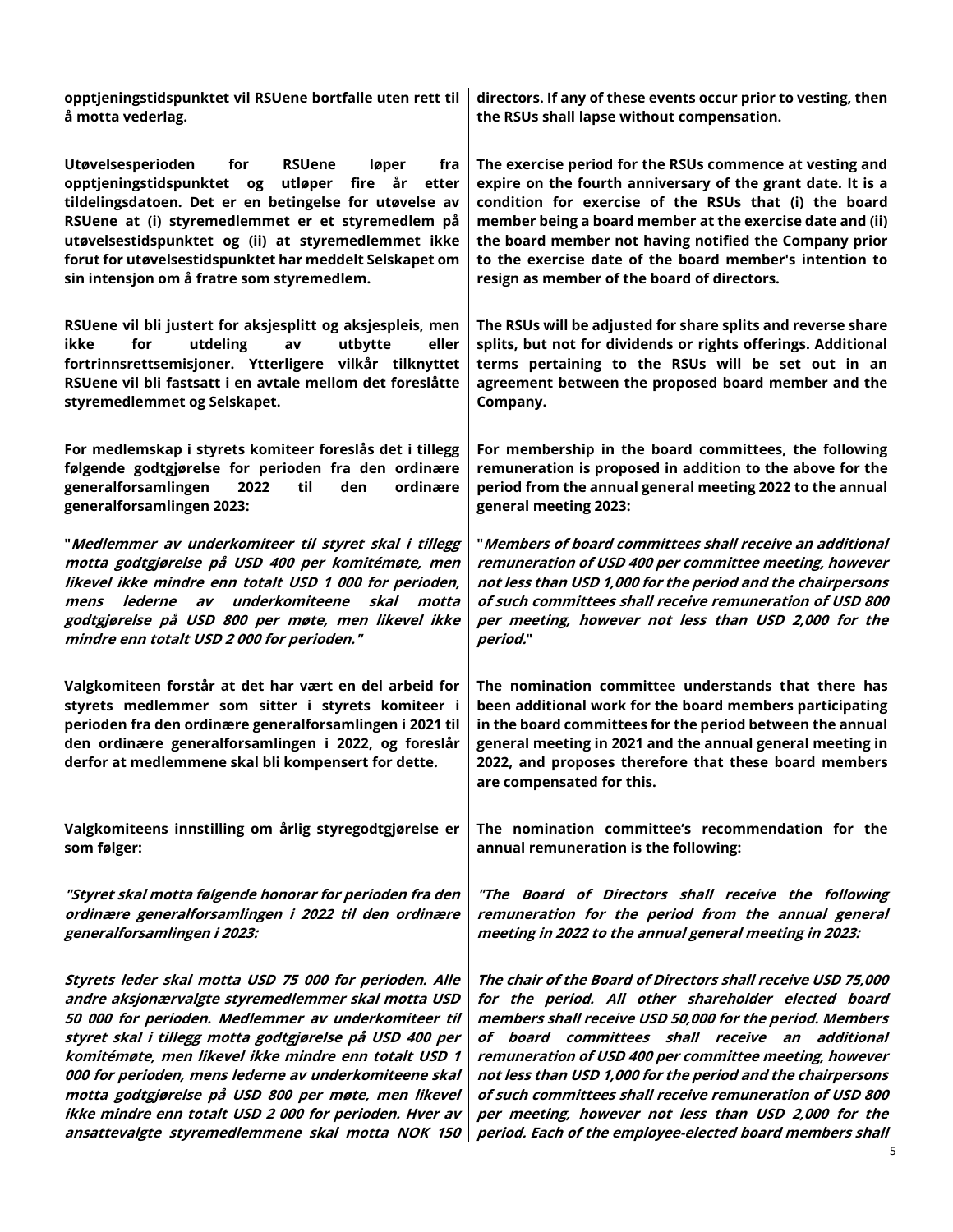**opptjeningstidspunktet vil RSUene bortfalle uten rett til å motta vederlag.**

**directors. If any of these events occur prior to vesting, then the RSUs shall lapse without compensation.**

**Utøvelsesperioden for RSUene løper fra opptjeningstidspunktet og utløper fire år etter tildelingsdatoen. Det er en betingelse for utøvelse av RSUene at (i) styremedlemmet er et styremedlem på utøvelsestidspunktet og (ii) at styremedlemmet ikke forut for utøvelsestidspunktet har meddelt Selskapet om sin intensjon om å fratre som styremedlem.**

**The exercise period for the RSUs commence at vesting and expire on the fourth anniversary of the grant date. It is a condition for exercise of the RSUs that (i) the board member being a board member at the exercise date and (ii) the board member not having notified the Company prior to the exercise date of the board member's intention to resign as member of the board of directors.**

**RSUene vil bli justert for aksjesplitt og aksjespleis, men ikke for utdeling av utbytte eller fortrinnsrettsemisjoner. Ytterligere vilkår tilknyttet RSUene vil bli fastsatt i en avtale mellom det foreslåtte styremedlemmet og Selskapet.**

**The RSUs will be adjusted for share splits and reverse share splits, but not for dividends or rights offerings. Additional terms pertaining to the RSUs will be set out in an agreement between the proposed board member and the Company.**

**For medlemskap i styrets komiteer foreslås det i tillegg følgende godtgjørelse for perioden fra den ordinære generalforsamlingen 2022 til den ordinære generalforsamlingen 2023:**

**For membership in the board committees, the following remuneration is proposed in addition to the above for the period from the annual general meeting 2022 to the annual general meeting 2023:**

**"*Medlemmer av underkomiteer til styret skal i tillegg motta godtgjørelse på USD 400 per komitémøte, men likevel ikke mindre enn totalt USD 1 000 for perioden, mens lederne av underkomiteene skal motta godtgjørelse på USD 800 per møte, men likevel ikke mindre enn totalt USD 2 000 for perioden.*"**

**"*Members of board committees shall receive an additional remuneration of USD 400 per committee meeting, however not less than USD 1,000 for the period and the chairpersons of such committees shall receive remuneration of USD 800 per meeting, however not less than USD 2,000 for the period.*"**

**Valgkomiteen forstår at det har vært en del arbeid for styrets medlemmer som sitter i styrets komiteer i perioden fra den ordinære generalforsamlingen i 2021 til den ordinære generalforsamlingen i 2022, og foreslår derfor at medlemmene skal bli kompensert for dette.**

**The nomination committee understands that there has been additional work for the board members participating in the board committees for the period between the annual general meeting in 2021 and the annual general meeting in 2022, and proposes therefore that these board members are compensated for this.**

**Valgkomiteens innstilling om årlig styregodtgjørelse er som følger:**

**The nomination committee's recommendation for the annual remuneration is the following:**

***"Styret skal motta følgende honorar for perioden fra den ordinære generalforsamlingen i 2022 til den ordinære generalforsamlingen i 2023:***

***"The Board of Directors shall receive the following remuneration for the period from the annual general meeting in 2022 to the annual general meeting in 2023:***

***Styrets leder skal motta USD 75 000 for perioden. Alle andre aksjonærvalgte styremedlemmer skal motta USD 50 000 for perioden. Medlemmer av underkomiteer til styret skal i tillegg motta godtgjørelse på USD 400 per komitémøte, men likevel ikke mindre enn totalt USD 1 000 for perioden, mens lederne av underkomiteene skal motta godtgjørelse på USD 800 per møte, men likevel ikke mindre enn totalt USD 2 000 for perioden. Hver av ansattevalgte styremedlemmene skal motta NOK 150***

***The chair of the Board of Directors shall receive USD 75,000 for the period. All other shareholder elected board members shall receive USD 50,000 for the period. Members of board committees shall receive an additional remuneration of USD 400 per committee meeting, however not less than USD 1,000 for the period and the chairpersons of such committees shall receive remuneration of USD 800 per meeting, however not less than USD 2,000 for the period. Each of the employee-elected board members shall***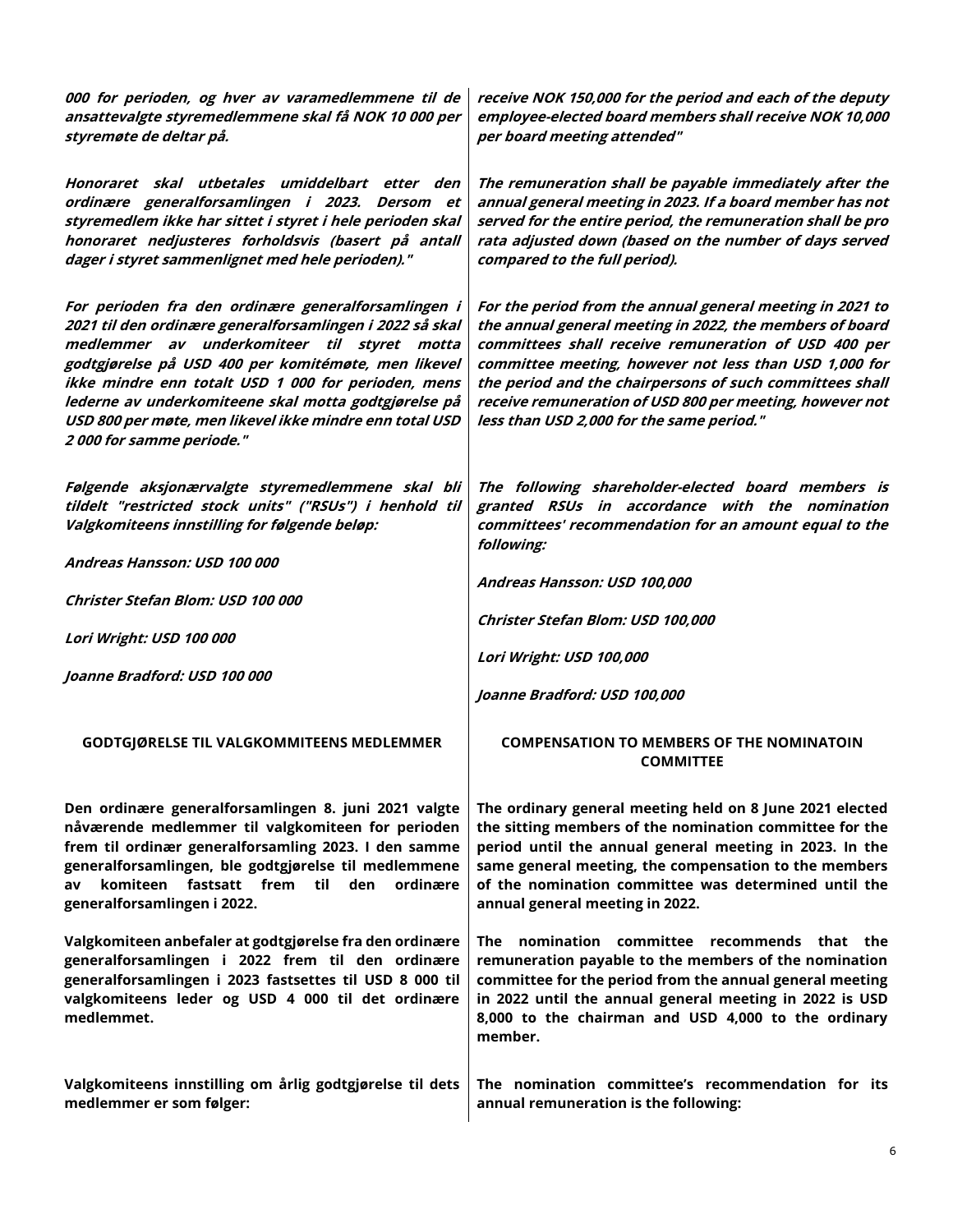***000 for perioden, og hver av varamedlemmene til de ansattevalgte styremedlemmene skal få NOK 10 000 per styremøte de deltar på.***

***Honoraret skal utbetales umiddelbart etter den ordinære generalforsamlingen i 2023. Dersom et styremedlem ikke har sittet i styret i hele perioden skal honoraret nedjusteres forholdsvis (basert på antall dager i styret sammenlignet med hele perioden)."***

***For perioden fra den ordinære generalforsamlingen i 2021 til den ordinære generalforsamlingen i 2022 så skal medlemmer av underkomiteer til styret motta godtgjørelse på USD 400 per komitémøte, men likevel ikke mindre enn totalt USD 1 000 for perioden, mens lederne av underkomiteene skal motta godtgjørelse på USD 800 per møte, men likevel ikke mindre enn total USD 2 000 for samme periode."***

***Følgende aksjonærvalgte styremedlemmene skal bli tildelt "restricted stock units" ("RSUs") i henhold til Valgkomiteens innstilling for følgende beløp:***

***Andreas Hansson: USD 100 000***

***Christer Stefan Blom: USD 100 000***

***Lori Wright: USD 100 000***

***Joanne Bradford: USD 100 000***

**GODTGJØRELSE TIL VALGKOMMITEENS MEDLEMMER**

**Den ordinære generalforsamlingen 8. juni 2021 valgte nåværende medlemmer til valgkomiteen for perioden frem til ordinær generalforsamling 2023. I den samme generalforsamlingen, ble godtgjørelse til medlemmene av komiteen fastsatt frem til den ordinære generalforsamlingen i 2022.**

**Valgkomiteen anbefaler at godtgjørelse fra den ordinære generalforsamlingen i 2022 frem til den ordinære generalforsamlingen i 2023 fastsettes til USD 8 000 til valgkomiteens leder og USD 4 000 til det ordinære medlemmet.**

**Valgkomiteens innstilling om årlig godtgjørelse til dets medlemmer er som følger:**

***receive NOK 150,000 for the period and each of the deputy employee-elected board members shall receive NOK 10,000 per board meeting attended"***

***The remuneration shall be payable immediately after the annual general meeting in 2023. If a board member has not served for the entire period, the remuneration shall be pro rata adjusted down (based on the number of days served compared to the full period).***

***For the period from the annual general meeting in 2021 to the annual general meeting in 2022, the members of board committees shall receive remuneration of USD 400 per committee meeting, however not less than USD 1,000 for the period and the chairpersons of such committees shall receive remuneration of USD 800 per meeting, however not less than USD 2,000 for the same period."***

***The following shareholder-elected board members is granted RSUs in accordance with the nomination committees' recommendation for an amount equal to the following:***

***Andreas Hansson: USD 100,000***

***Christer Stefan Blom: USD 100,000***

***Lori Wright: USD 100,000***

***Joanne Bradford: USD 100,000***

**COMPENSATION TO MEMBERS OF THE NOMINATOIN COMMITTEE**

**The ordinary general meeting held on 8 June 2021 elected the sitting members of the nomination committee for the period until the annual general meeting in 2023. In the same general meeting, the compensation to the members of the nomination committee was determined until the annual general meeting in 2022.**

**The nomination committee recommends that the remuneration payable to the members of the nomination committee for the period from the annual general meeting in 2022 until the annual general meeting in 2022 is USD 8,000 to the chairman and USD 4,000 to the ordinary member.**

**The nomination committee's recommendation for its annual remuneration is the following:**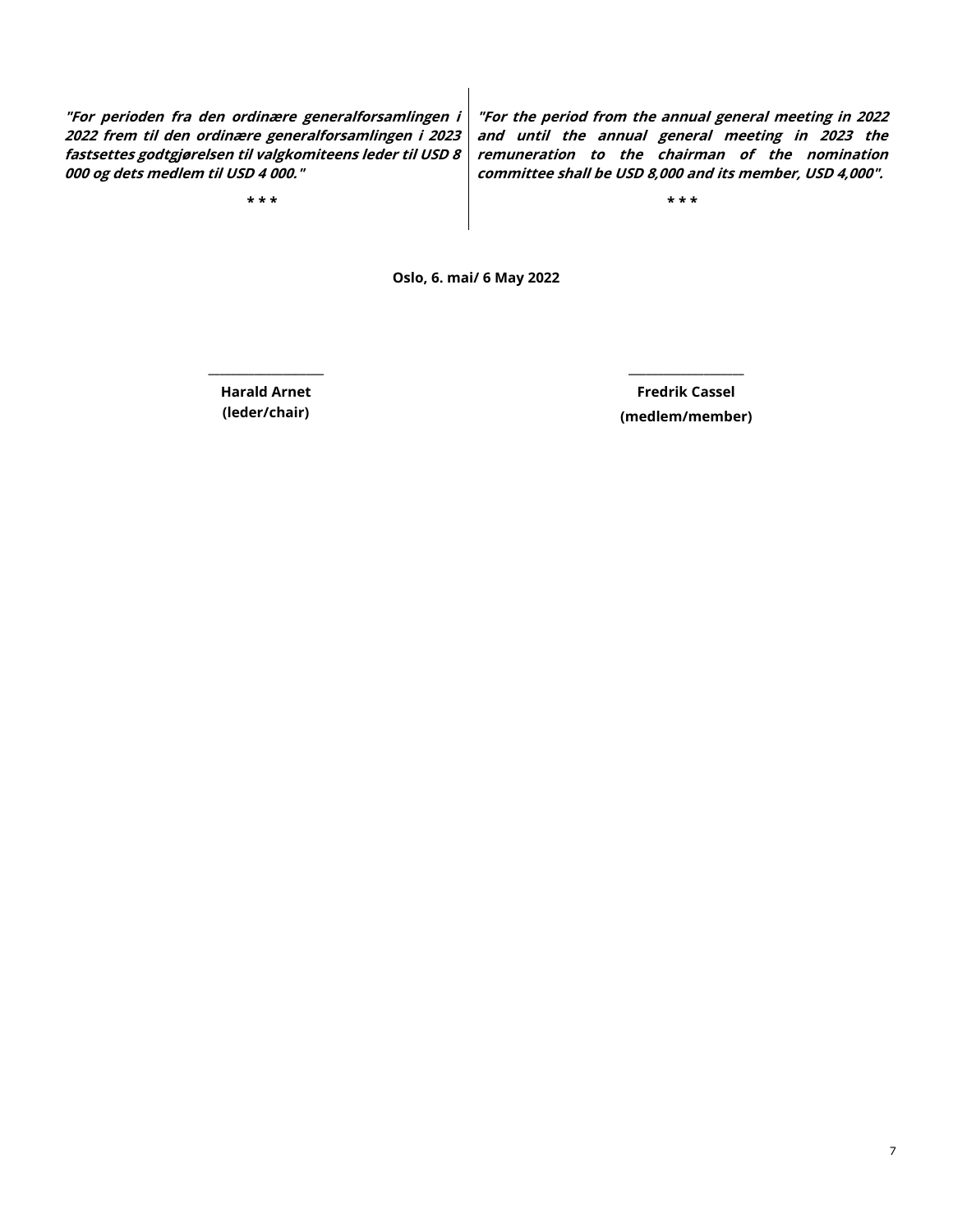***"For perioden fra den ordinære generalforsamlingen i 2022 frem til den ordinære generalforsamlingen i 2023 fastsettes godtgjørelsen til valgkomiteens leder til USD 8 000 og dets medlem til USD 4 000."***

**\* \* \***

***"For the period from the annual general meeting in 2022 and until the annual general meeting in 2023 the remuneration to the chairman of the nomination committee shall be USD 8,000 and its member, USD 4,000".***

**\* \* \***

**Oslo, 6. mai/ 6 May 2022**

\_\_\_\_\_\_\_\_\_\_\_\_\_\_\_\_\_\_\_\_

**Harald Arnet**
**(leder/chair)**

\_\_\_\_\_\_\_\_\_\_\_\_\_\_\_\_\_\_\_\_

**Fredrik Cassel**
**(medlem/member)**